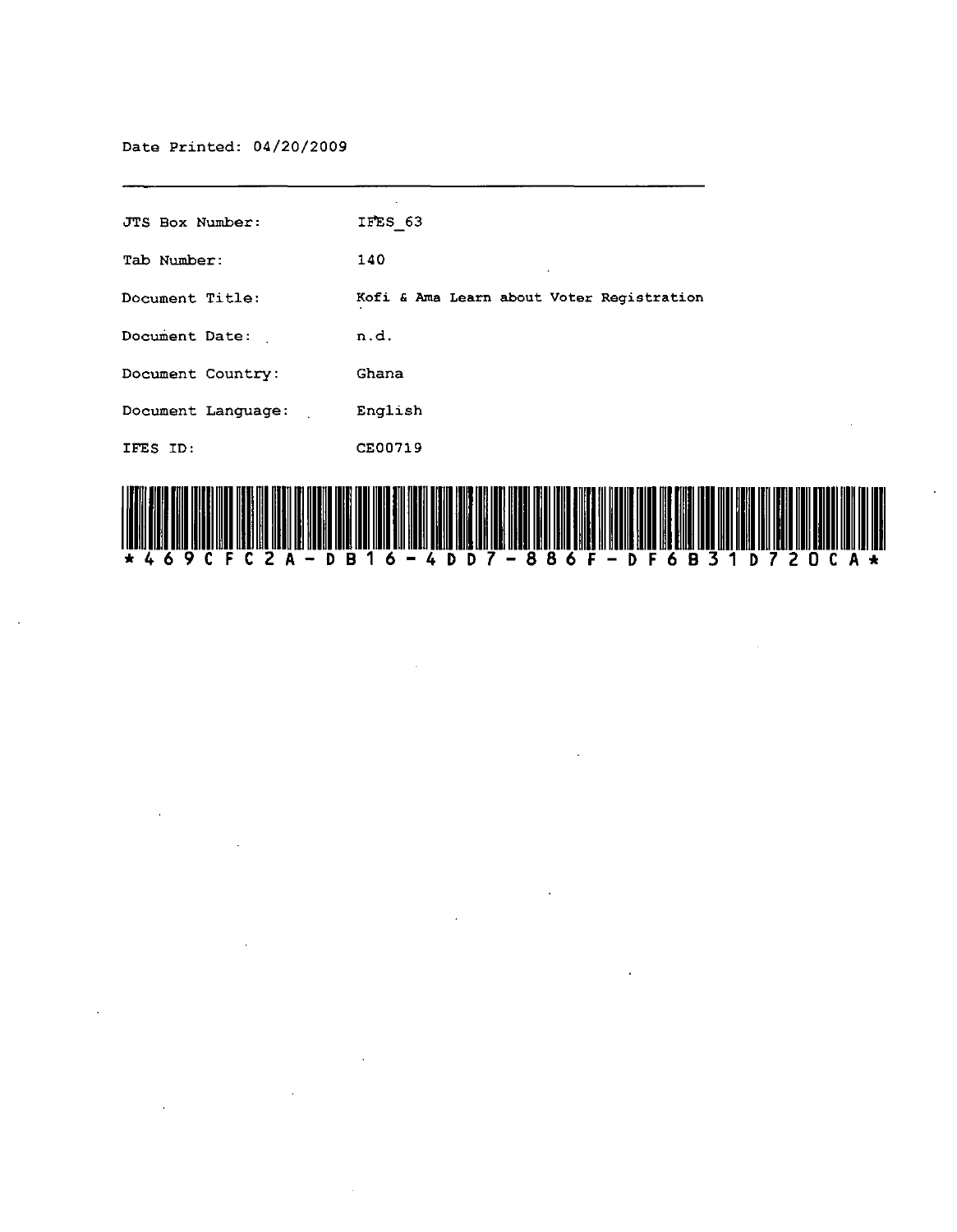Date Printed: 04/20/2009

| | |
|---|---|
| JTS Box Number: | IFES_63 |
| Tab Number: | 140 |
| Document Title: | Kofi & Ama Learn about Voter Registration |
| Document Date: | n.d. |
| Document Country: | Ghana |
| Document Language: | English |
| IFES ID: | CE00719 |

*469CFC2A-DB16-4DD7-886F-DF6B31D720CA*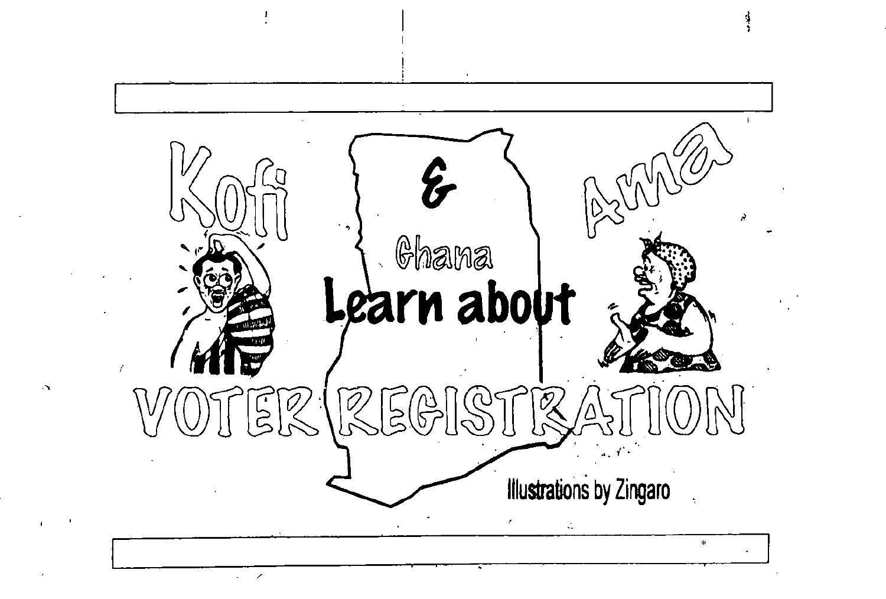# Kofi & Ama Learn about Ghana Voter Registration

Illustrations by Zingaro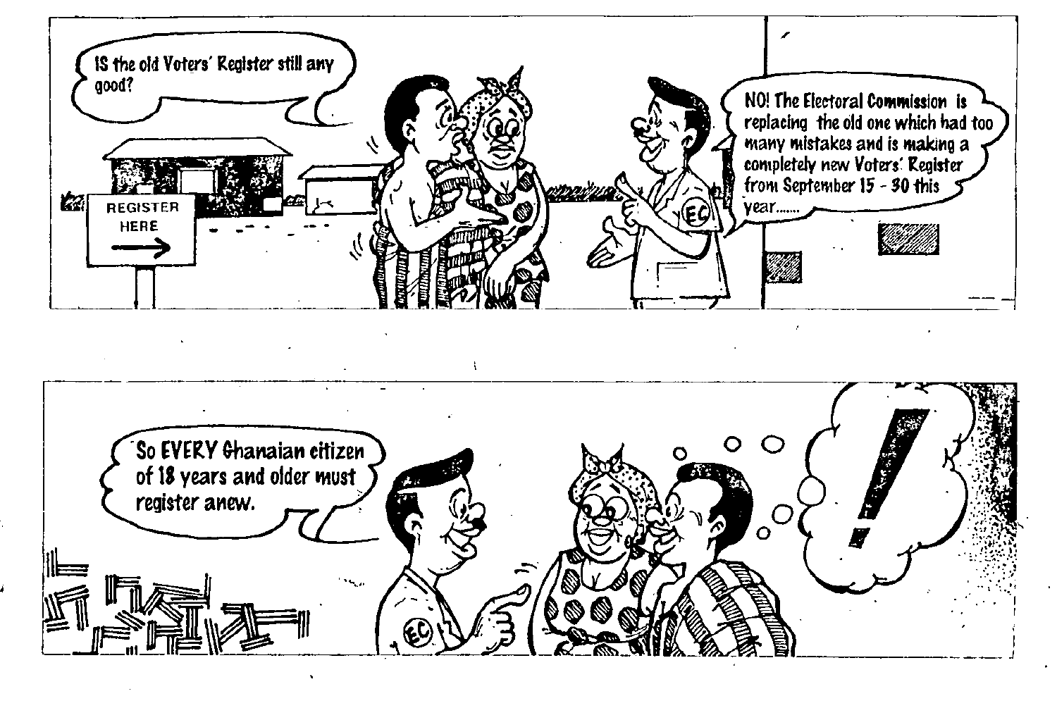IS the old Voters' Register still any good?

REGISTER HERE

NO! The Electoral Commission is replacing the old one which had too many mistakes and is making a completely new Voters' Register from September 15 - 30 this year.......

So EVERY Ghanaian citizen of 18 years and older must register anew.

!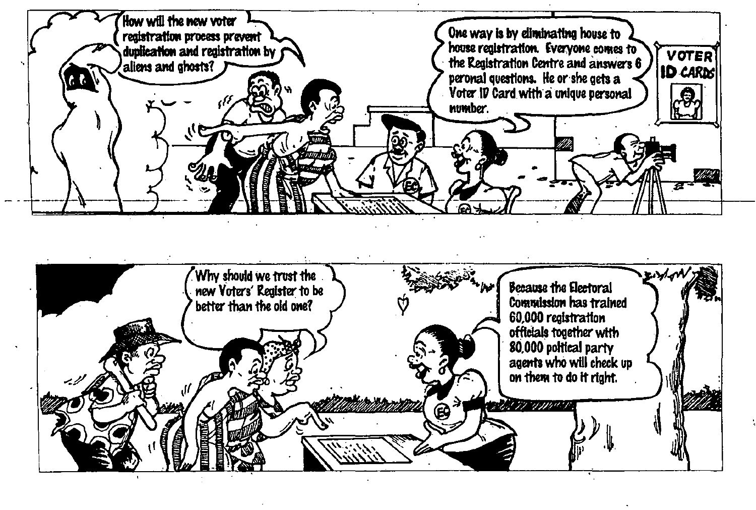How will the new voter registration process prevent duplication and registration by aliens and ghosts?

One way is by eliminating house to house registration. Everyone comes to the Registration Centre and answers 6 peronal questions. He or she gets a Voter ID Card with a unique personal number.

VOTER ID CARDS

Why should we trust the new Voters' Register to be better than the old one?

Because the Electoral Commission has trained 60,000 registration officials together with 80,000 politcal party agents who will check up on them to do it right.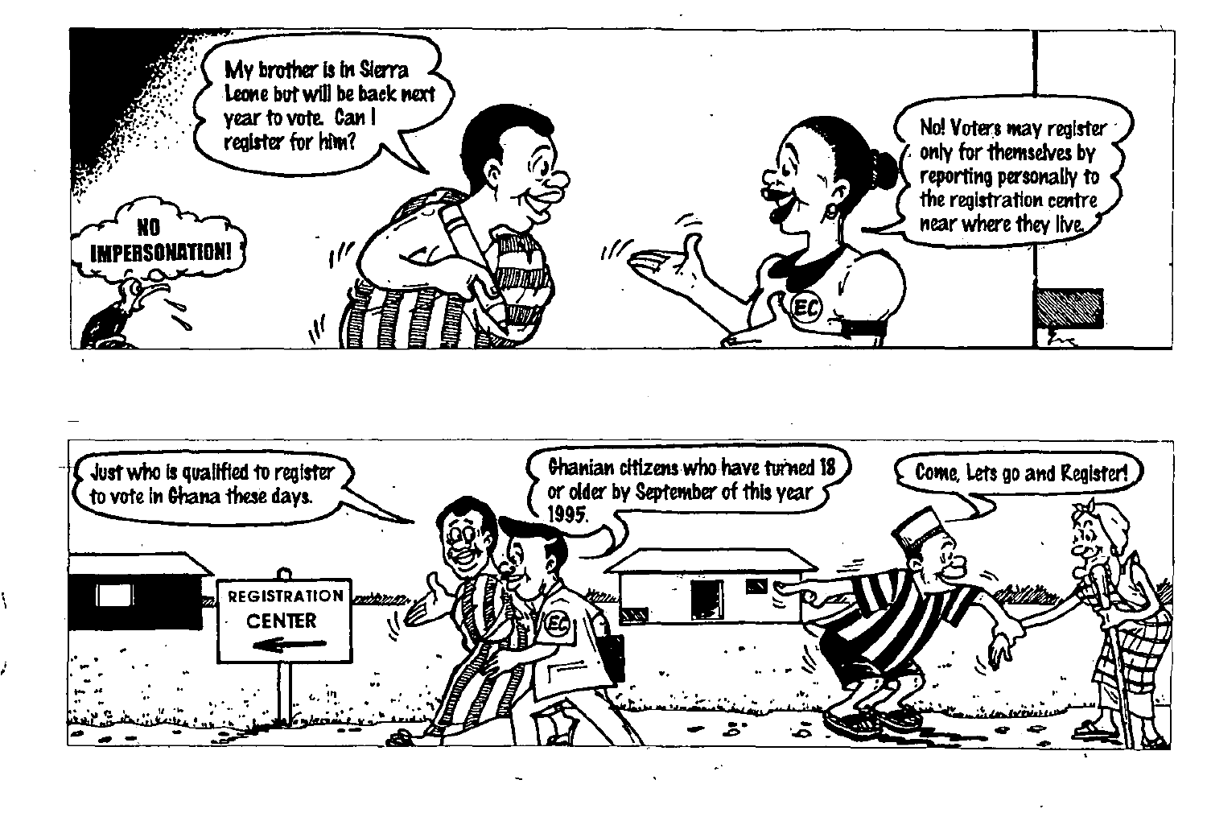NO IMPERSONATION!

My brother is in Sierra Leone but will be back next year to vote. Can I register for him?

No! Voters may register only for themselves by reporting personally to the registration centre near where they live.

EC

Just who is qualified to register to vote in Ghana these days.

Ghanian citizens who have turned 18 or older by September of this year 1995.

Come, Lets go and Register!

REGISTRATION CENTER

EC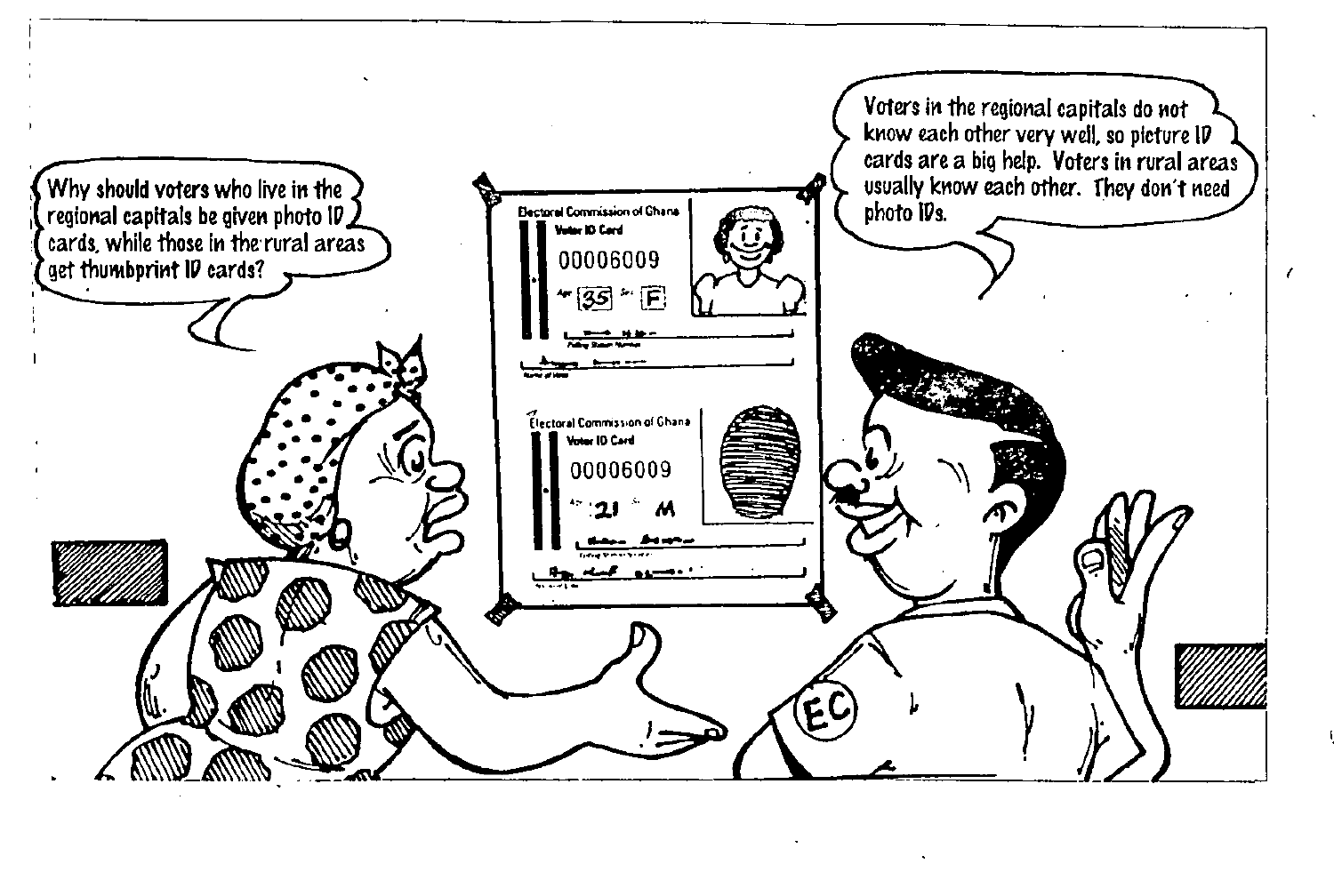Why should voters who live in the regional capitals be given photo ID cards, while those in the rural areas get thumbprint ID cards?

Voters in the regional capitals do not know each other very well, so picture ID cards are a big help. Voters in rural areas usually know each other. They don't need photo IDs.

Electoral Commission of Ghana
Voter ID Card
00006009
35 F

Electoral Commission of Ghana
Voter ID Card
00006009
21 M

EC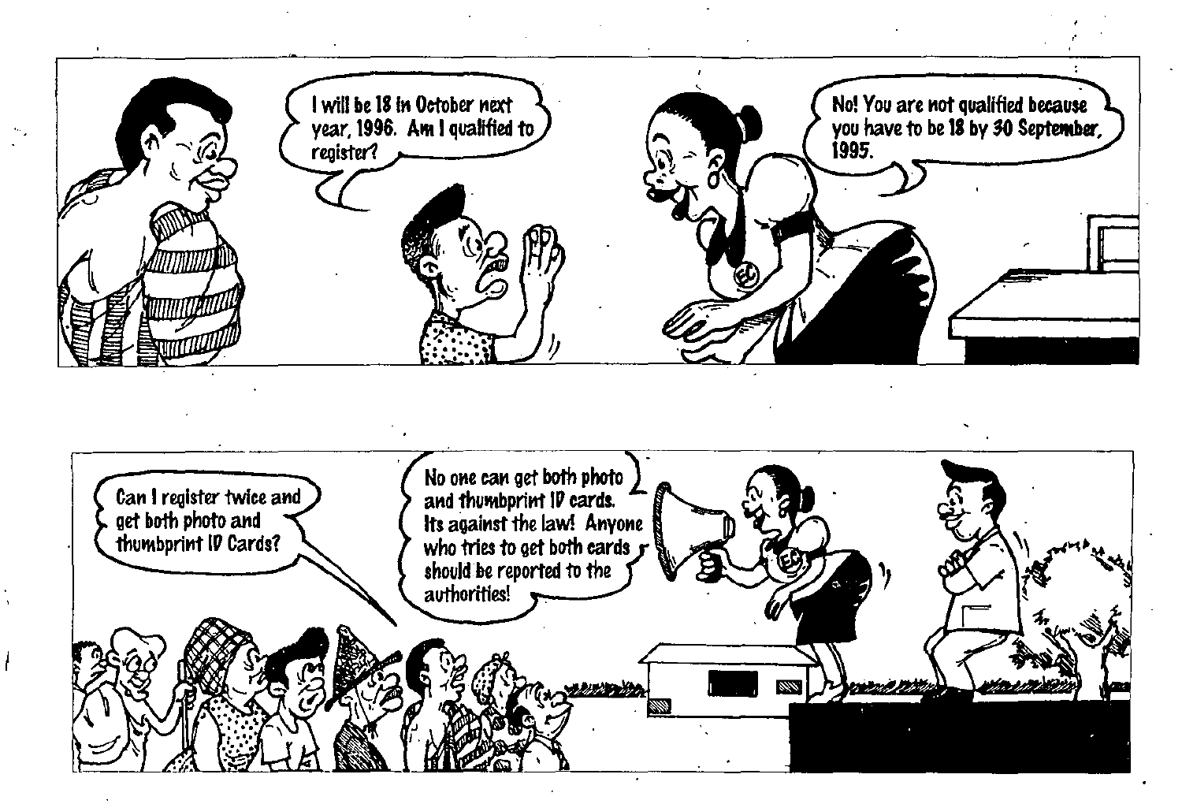I will be 18 in October next year, 1996. Am I qualified to register?

No! You are not qualified because you have to be 18 by 30 September, 1995.

Can I register twice and get both photo and thumbprint ID Cards?

No one can get both photo and thumbprint ID cards. Its against the law! Anyone who tries to get both cards should be reported to the authorities!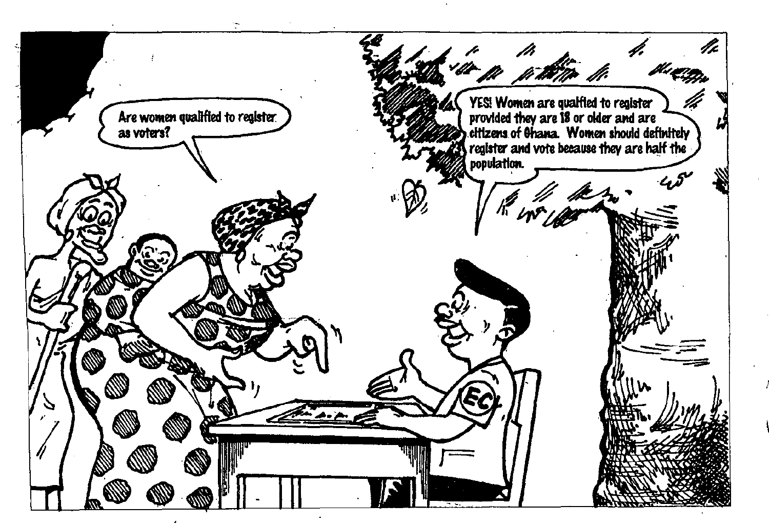Are women qualified to register as voters?

YES! Women are qualified to register provided they are 18 or older and are citizens of Ghana. Women should definitely register and vote because they are half the population.

EC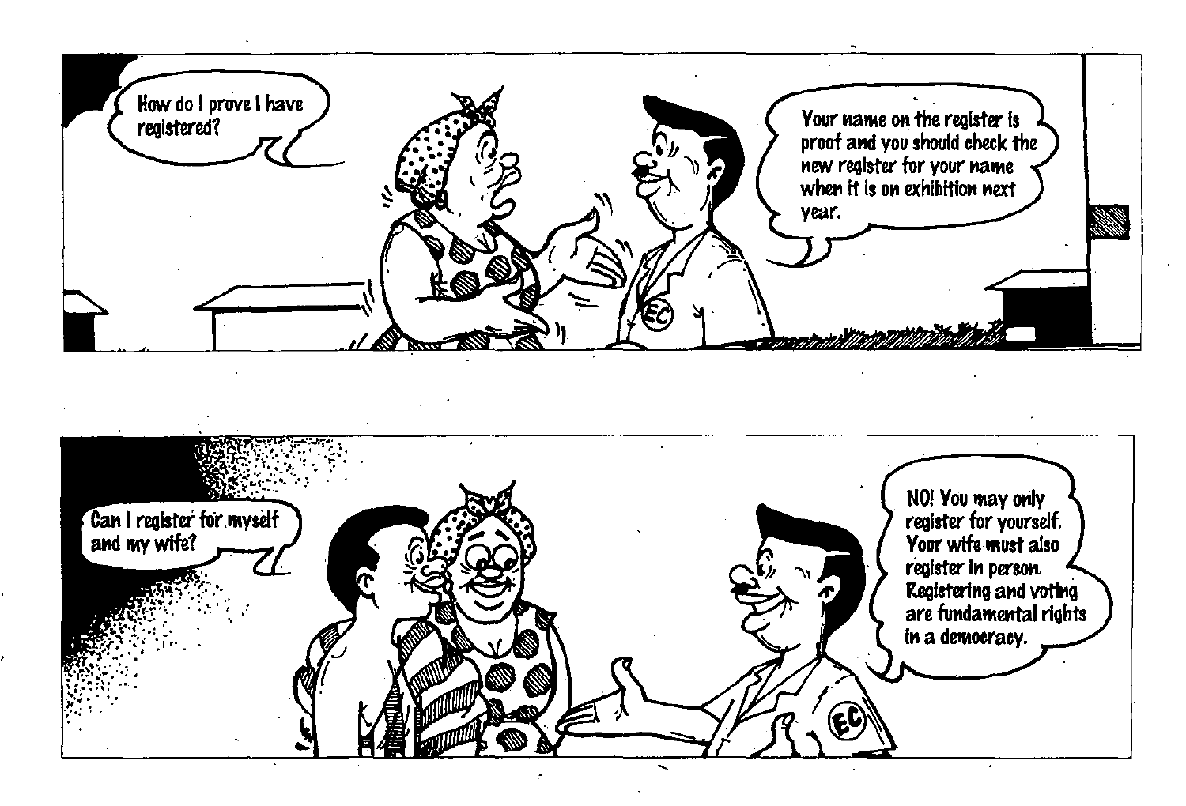How do I prove I have registered?

Your name on the register is proof and you should check the new register for your name when it is on exhibition next year.

Can I register for myself and my wife?

NO! You may only register for yourself. Your wife must also register in person. Registering and voting are fundamental rights in a democracy.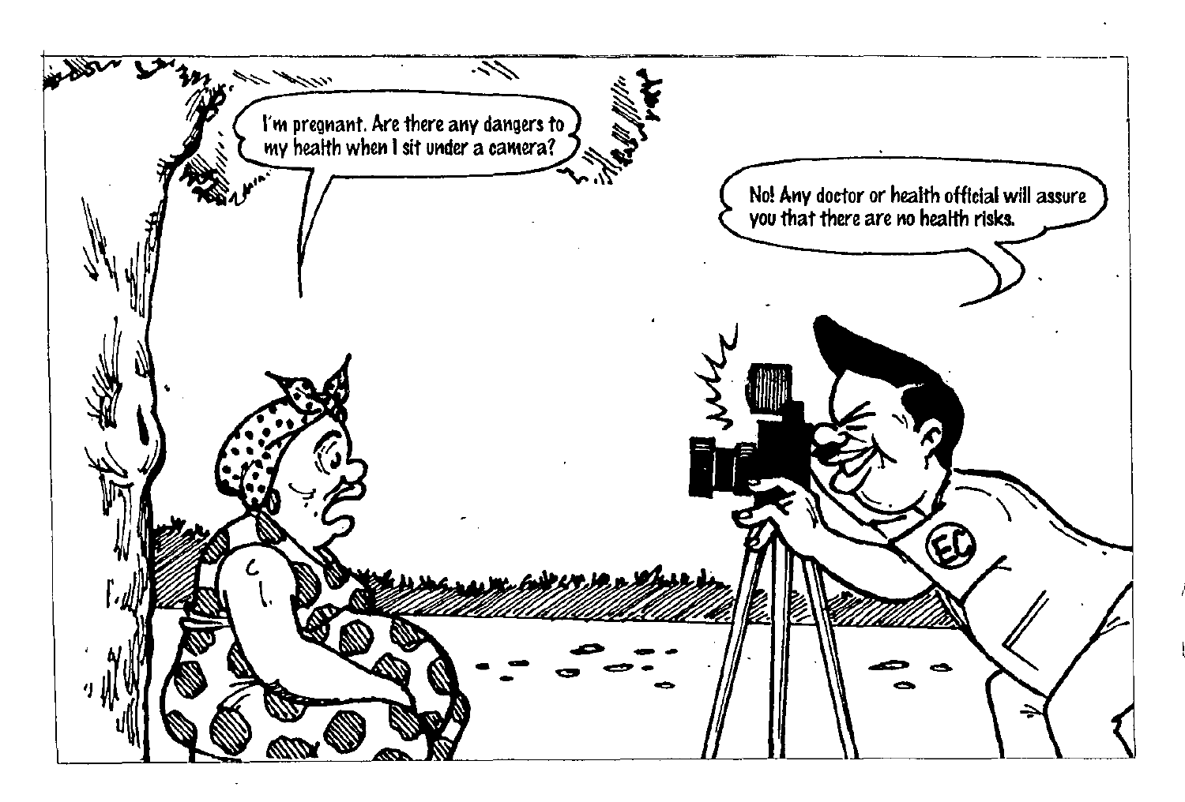I'm pregnant. Are there any dangers to my health when I sit under a camera?

No! Any doctor or health official will assure you that there are no health risks.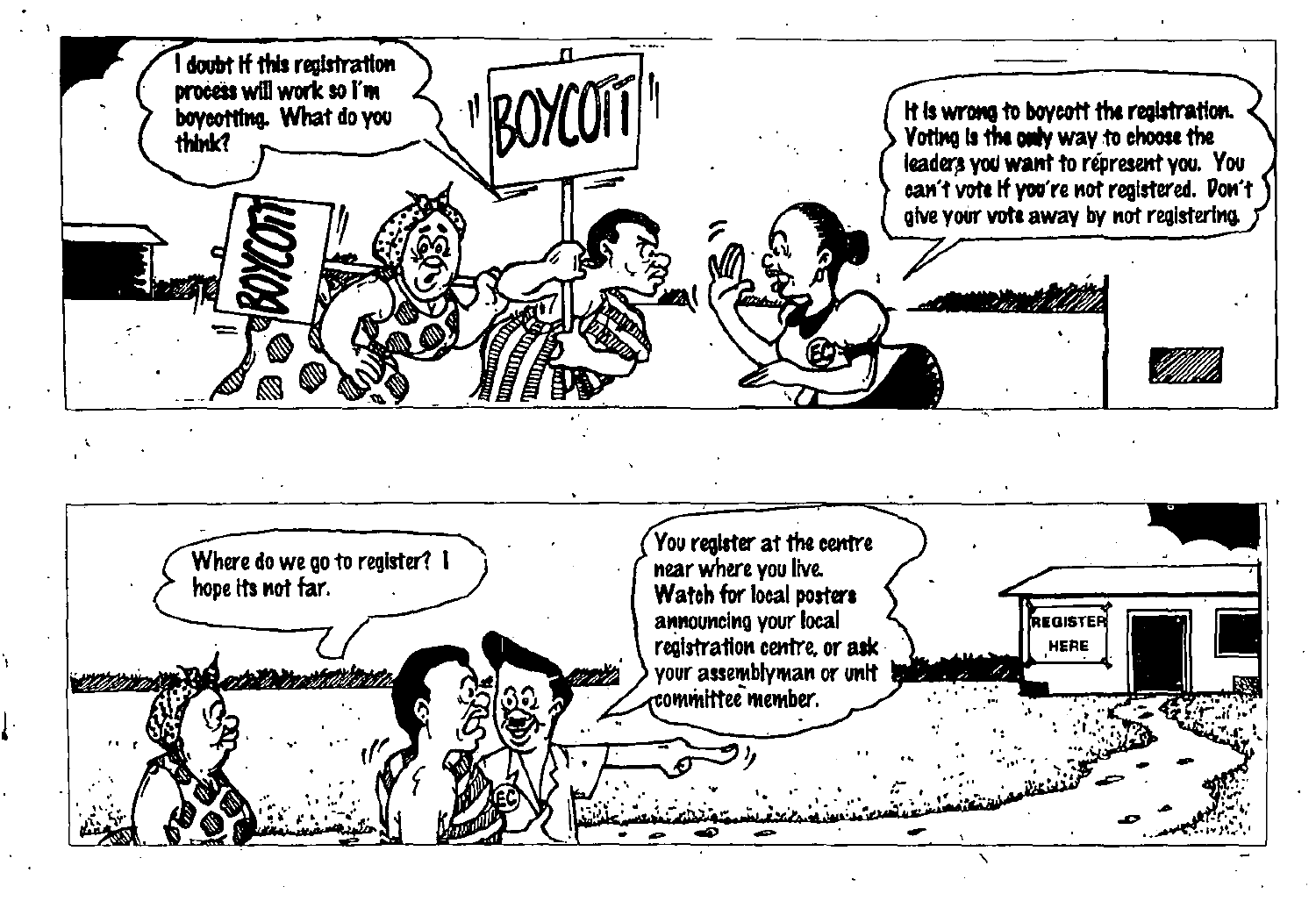I doubt if this registration process will work so I'm boycotting. What do you think?

BOYCOTT

BOYCOTT

It is wrong to boycott the registration. Voting is the only way to choose the leaders you want to represent you. You can't vote if you're not registered. Don't give your vote away by not registering.

Where do we go to register? I hope its not far.

You register at the centre near where you live. Watch for local posters announcing your local registration centre, or ask your assemblyman or unit committee member.

REGISTER HERE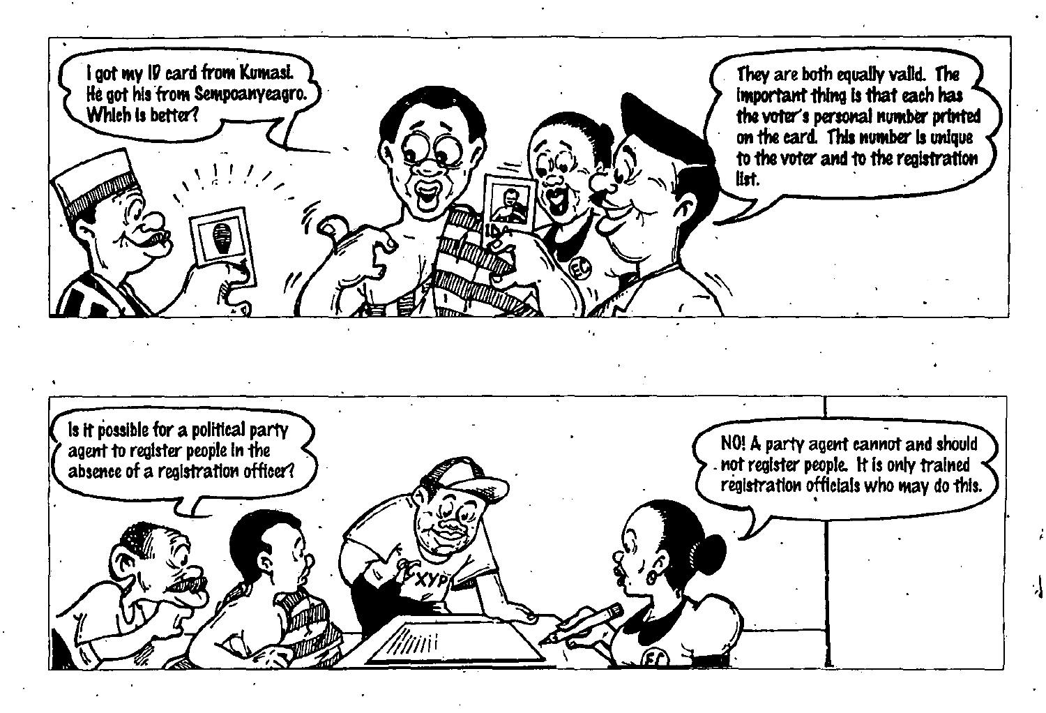I got my ID card from Kumasi. He got his from Sempoanyeagro. Which is better?

They are both equally valid. The important thing is that each has the voter's personal number printed on the card. This number is unique to the voter and to the registration list.

Is it possible for a political party agent to register people in the absence of a registration officer?

NO! A party agent cannot and should not register people. It is only trained registration officials who may do this.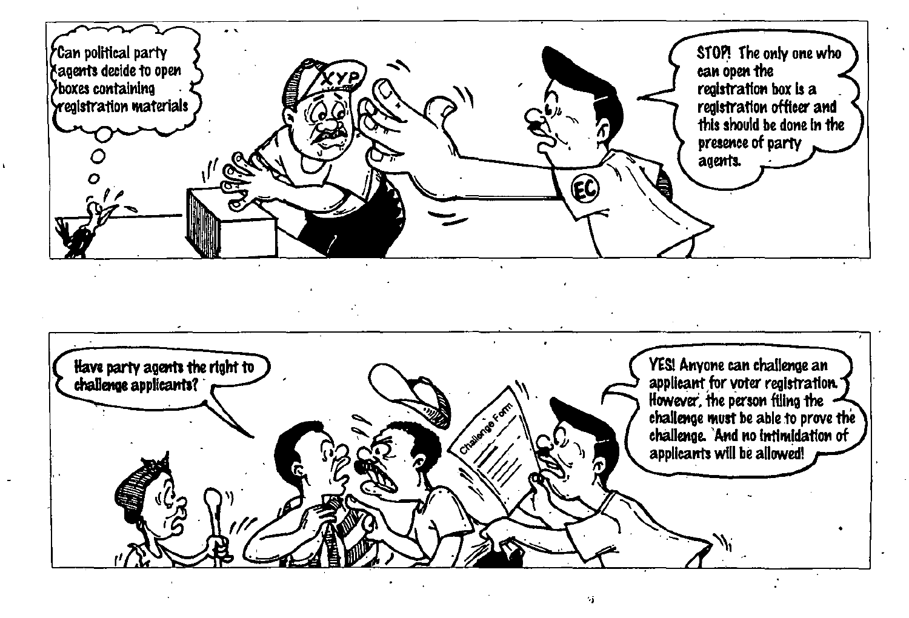Can political party agents decide to open boxes containing registration materials

STOP! The only one who can open the registration box is a registration officer and this should be done in the presence of party agents.

Have party agents the right to challenge applicants?

YES! Anyone can challenge an applicant for voter registration. However, the person filing the challenge must be able to prove the challenge. And no intimidation of applicants will be allowed!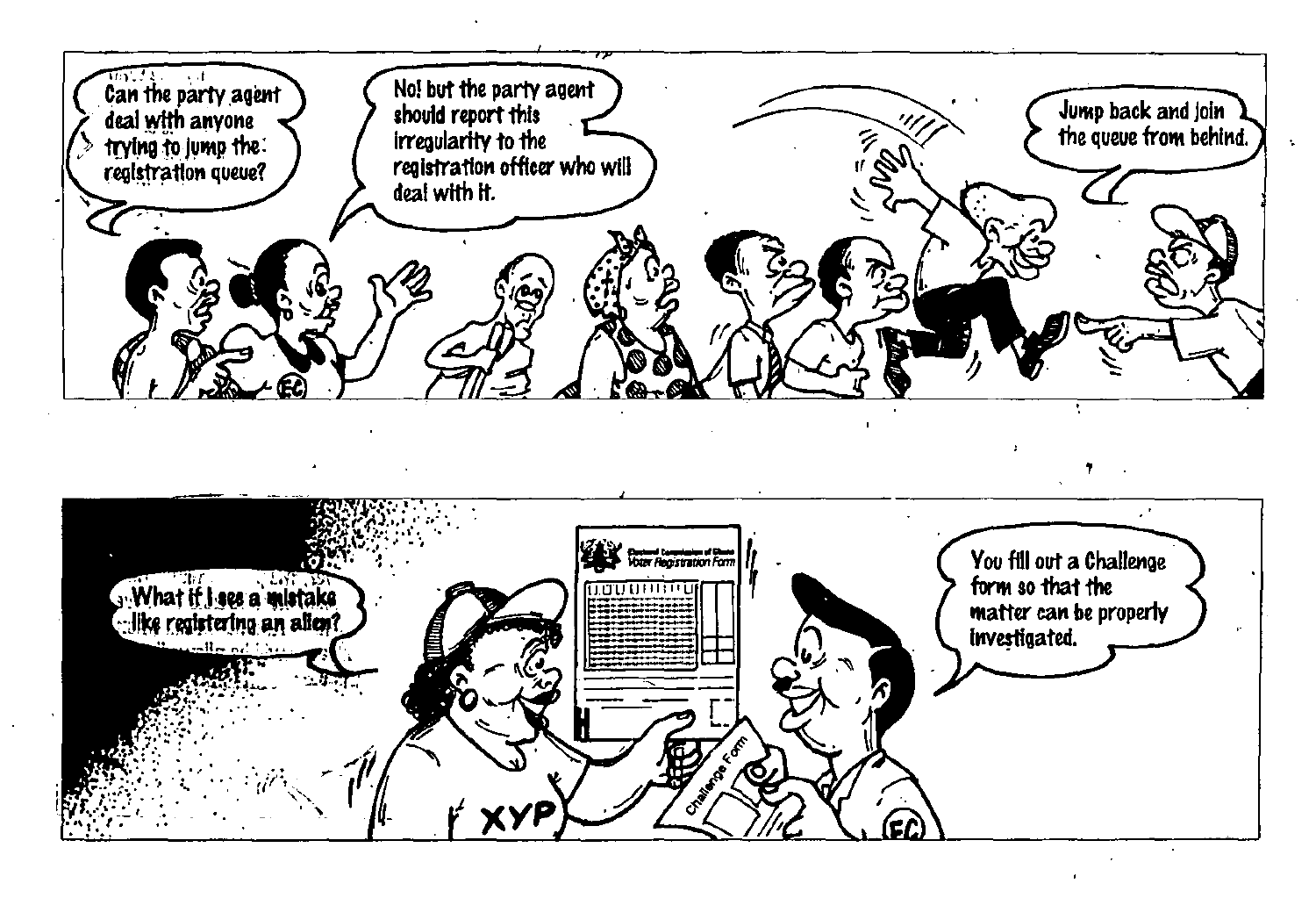Can the party agent deal with anyone trying to jump the registration queue?

No! but the party agent should report this irregularity to the registration officer who will deal with it.

Jump back and join the queue from behind.

What if I see a mistake like registering an alien?

You fill out a Challenge form so that the matter can be properly investigated.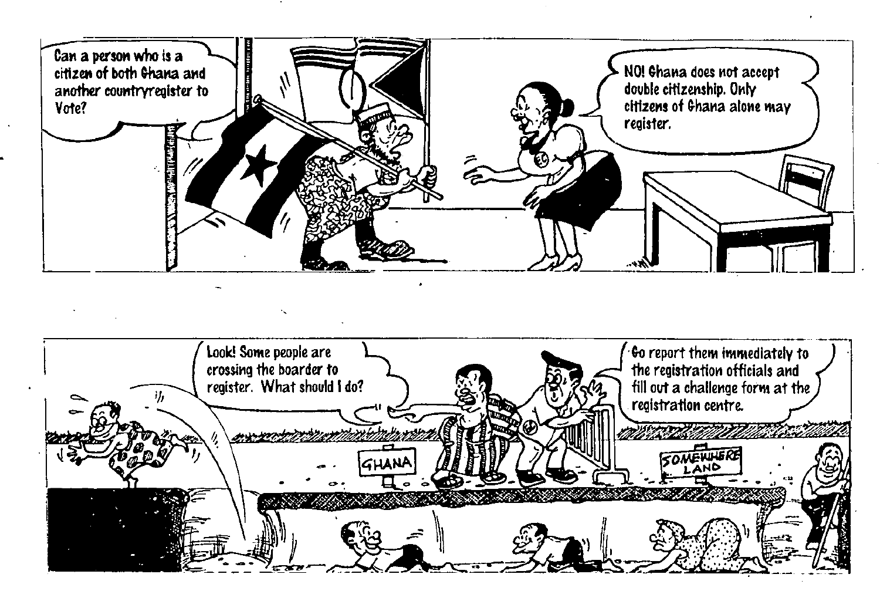Can a person who is a citizen of both Ghana and another countryregister to Vote?

NO! Ghana does not accept double citizenship. Only citizens of Ghana alone may register.

Look! Some people are crossing the boarder to register. What should I do?

Go report them immediately to the registration officials and fill out a challenge form at the registration centre.

GHANA

SOMEWHERE LAND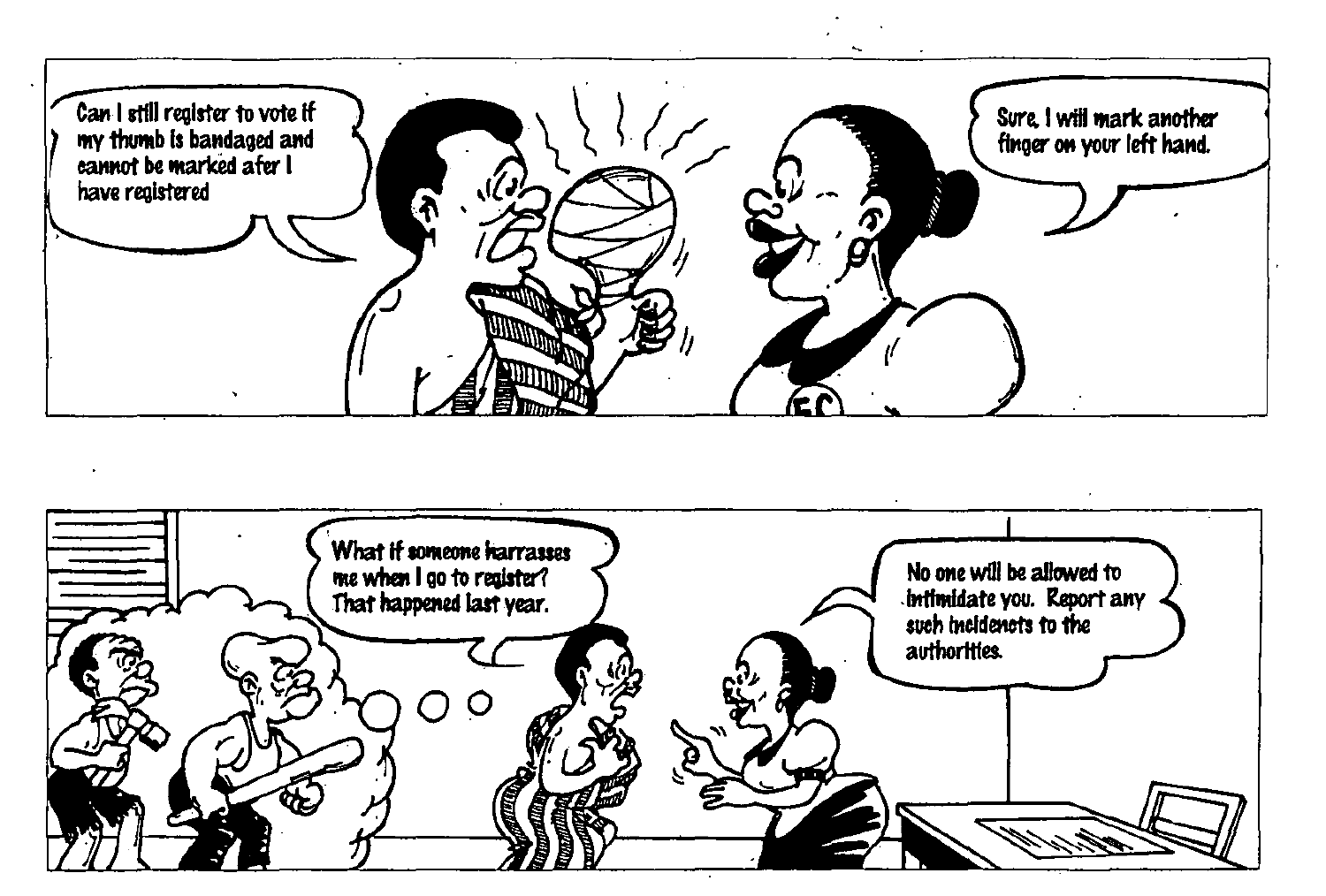Can I still register to vote if my thumb is bandaged and cannot be marked afer I have registered

Sure, I will mark another finger on your left hand.

What if someone harrasses me when I go to register? That happened last year.

No one will be allowed to intimidate you. Report any such incidencts to the authorities.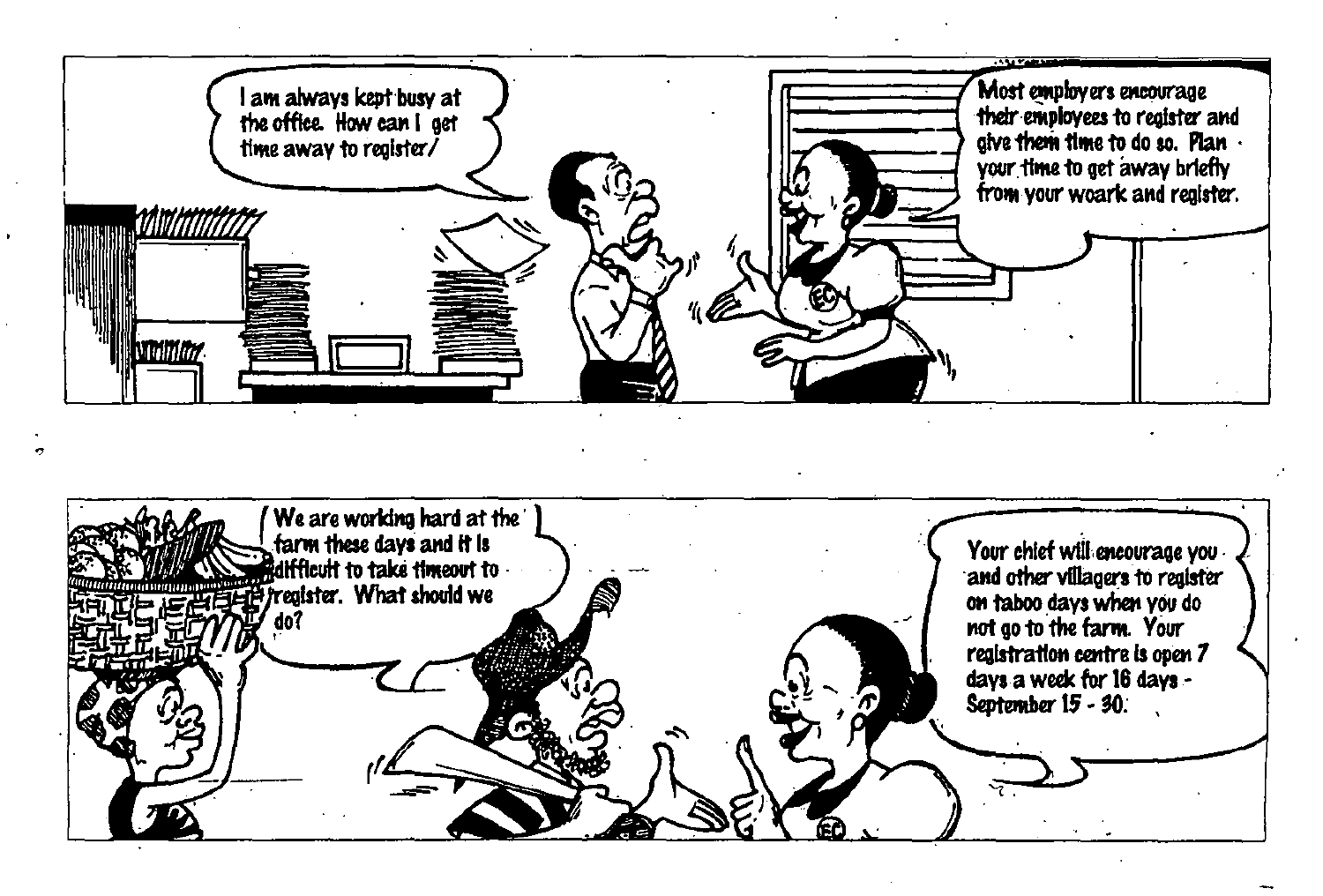I am always kept busy at the office. How can I get time away to register/

Most employers encourage their employees to register and give them time to do so. Plan your time to get away briefly from your woark and register.

We are working hard at the farm these days and it is difficult to take timeout to register. What should we do?

Your chief will encourage you and other villagers to register on taboo days when you do not go to the farm. Your registration centre is open 7 days a week for 16 days - September 15 - 30.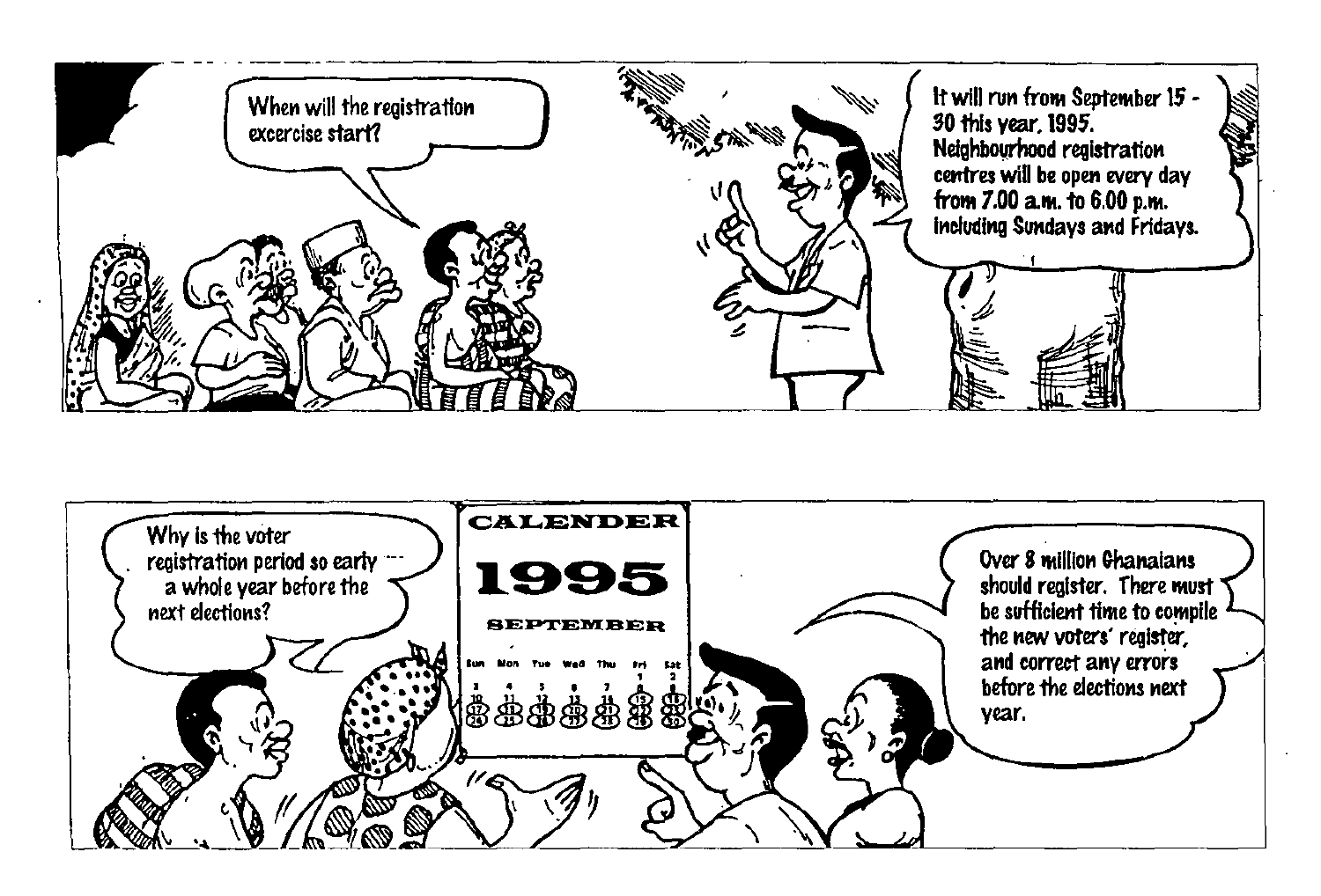When will the registration excercise start?

It will run from September 15 - 30 this year, 1995. Neighbourhood registration centres will be open every day from 7.00 a.m. to 6.00 p.m. including Sundays and Fridays.

Why is the voter registration period so early --- a whole year before the next elections?

CALENDER

1995

SEPTEMBER

| Sun | Mon | Tue | Wed | Thu | Fri | Sat |
|---|---|---|---|---|---|---|
| | | | | | 1 | 2 |
| 3 | 4 | 5 | 6 | 7 | 8 | 9 |
| 10 | 11 | 12 | 13 | 14 | 15 | 16 |
| 17 | 18 | 19 | 20 | 21 | 22 | 23 |
| 24 | 25 | 26 | 27 | 28 | 29 | 30 |

Over 8 million Ghanaians should register. There must be sufficient time to compile the new voters' register, and correct any errors before the elections next year.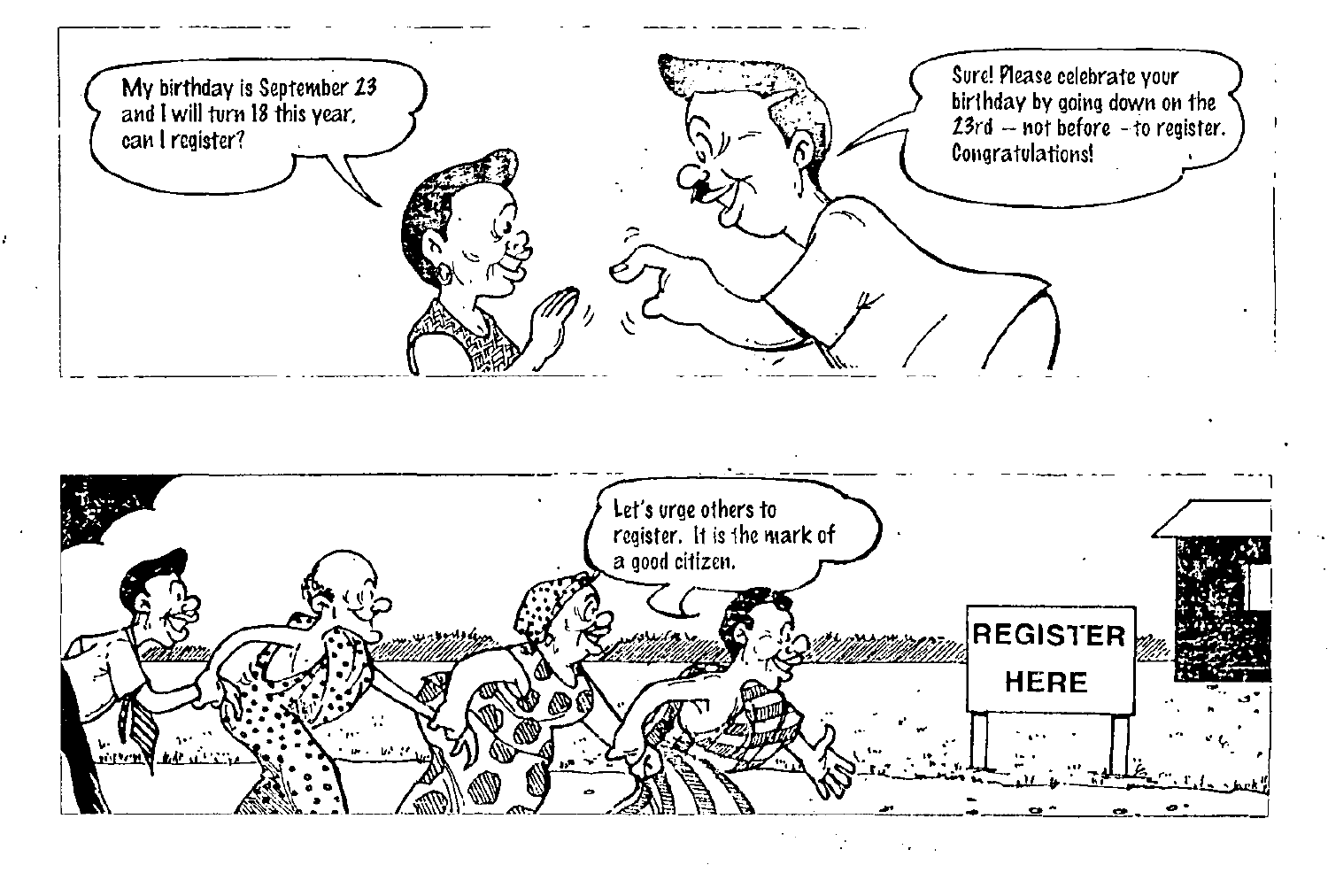My birthday is September 23 and I will turn 18 this year, can I register?

Sure! Please celebrate your birthday by going down on the 23rd -- not before - to register. Congratulations!

Let's urge others to register. It is the mark of a good citizen.

REGISTER HERE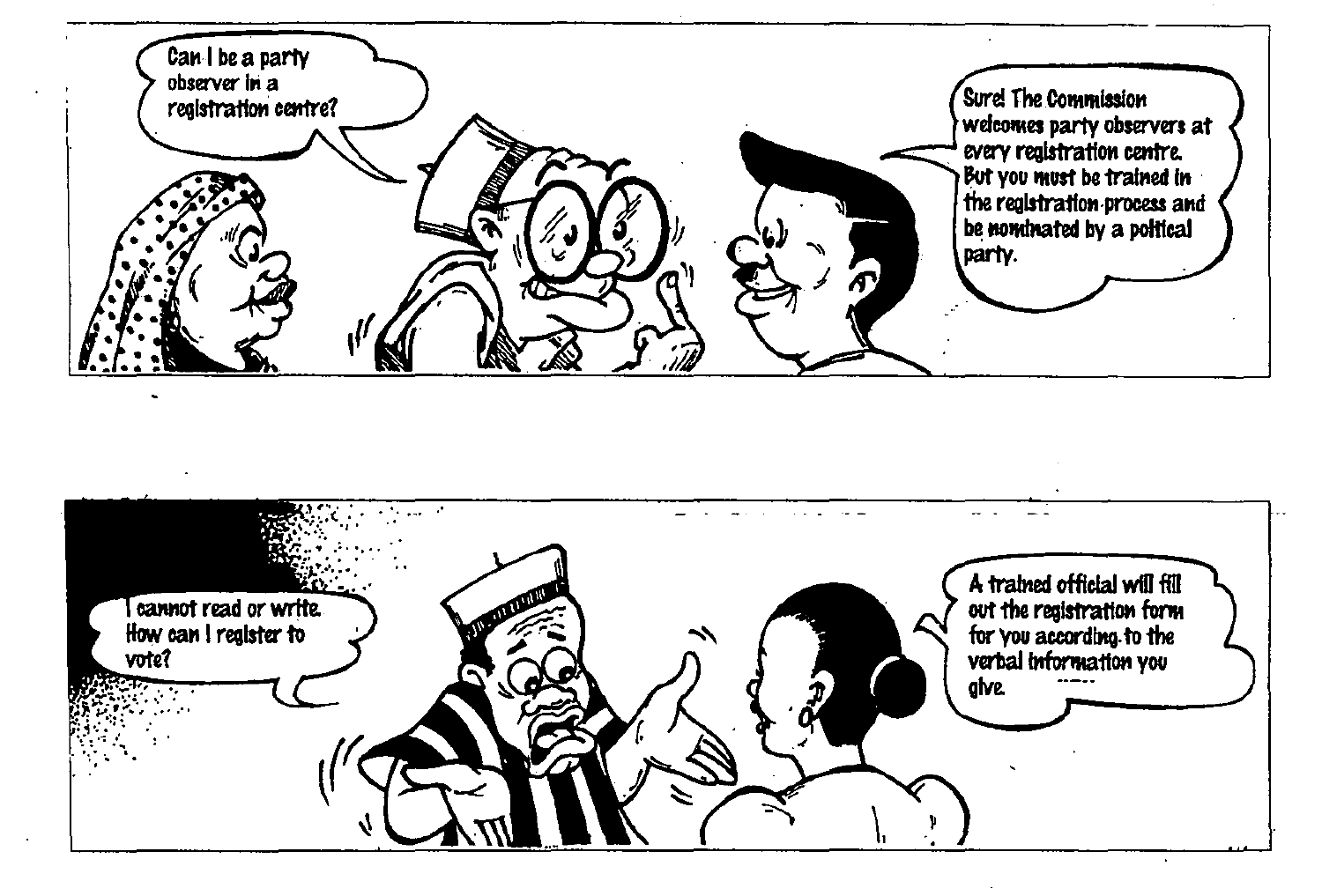Can I be a party observer in a registration centre?

Sure! The Commission welcomes party observers at every registration centre. But you must be trained in the registration process and be nominated by a political party.

I cannot read or write. How can I register to vote?

A trained official will fill out the registration form for you according to the verbal information you give.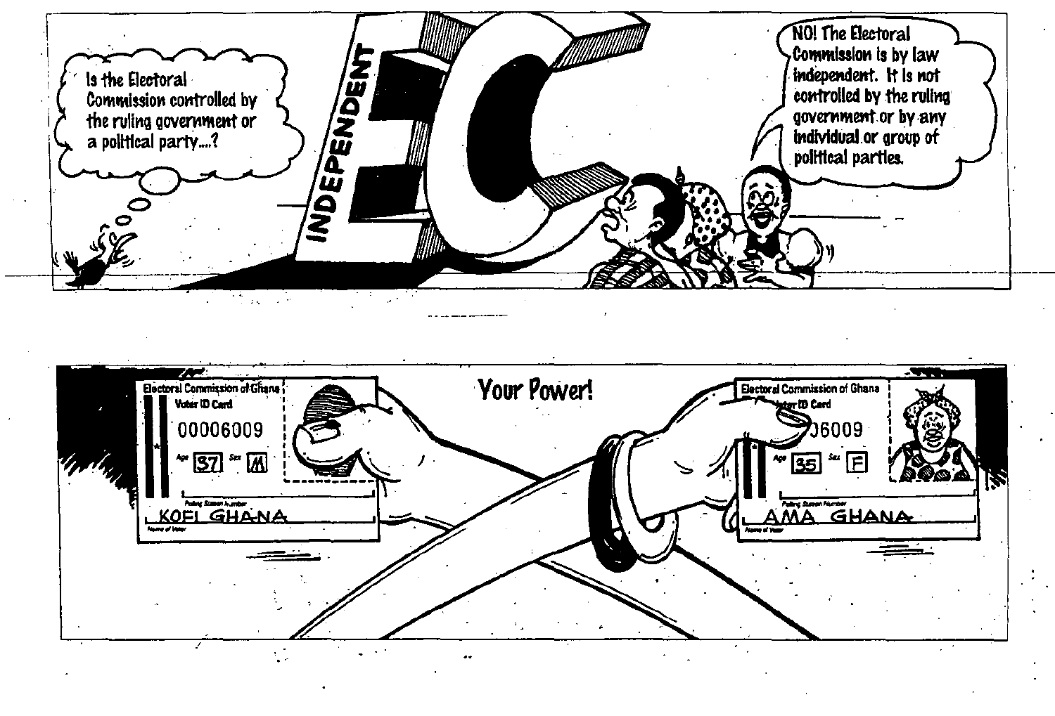Is the Electoral Commission controlled by the ruling government or a political party....?

INDEPENDENT EC

NO! The Electoral Commission is by law independent. It is not controlled by the ruling government or by any individual or group of political parties.

Your Power!

Electoral Commission of Ghana
Voter ID Card
00006009
Age 37 Sex M
Polling Station Number
KOFI GHANA
Name of Voter

Electoral Commission of Ghana
Voter ID Card
...06009
Age 35 Sex F
Polling Station Number
AMA GHANA
Name of Voter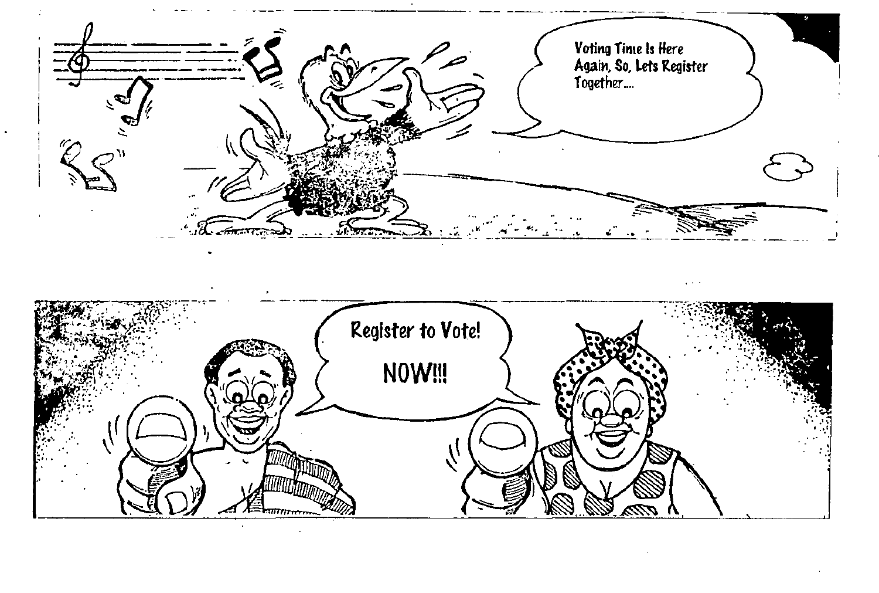Voting Time Is Here Again, So, Lets Register Together....

Register to Vote!

NOW!!!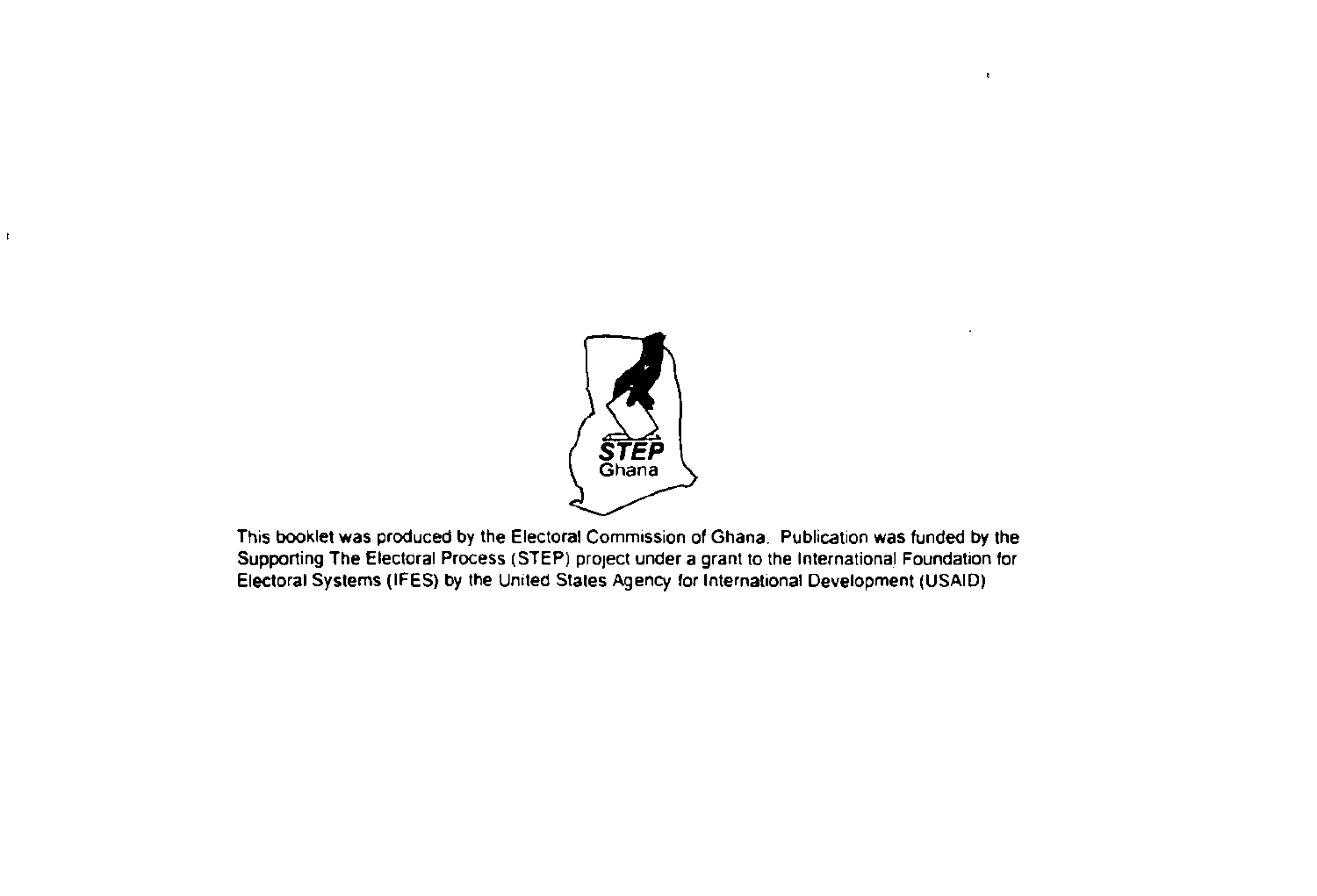STEP
Ghana

This booklet was produced by the Electoral Commission of Ghana. Publication was funded by the Supporting The Electoral Process (STEP) project under a grant to the International Foundation for Electoral Systems (IFES) by the United States Agency for International Development (USAID)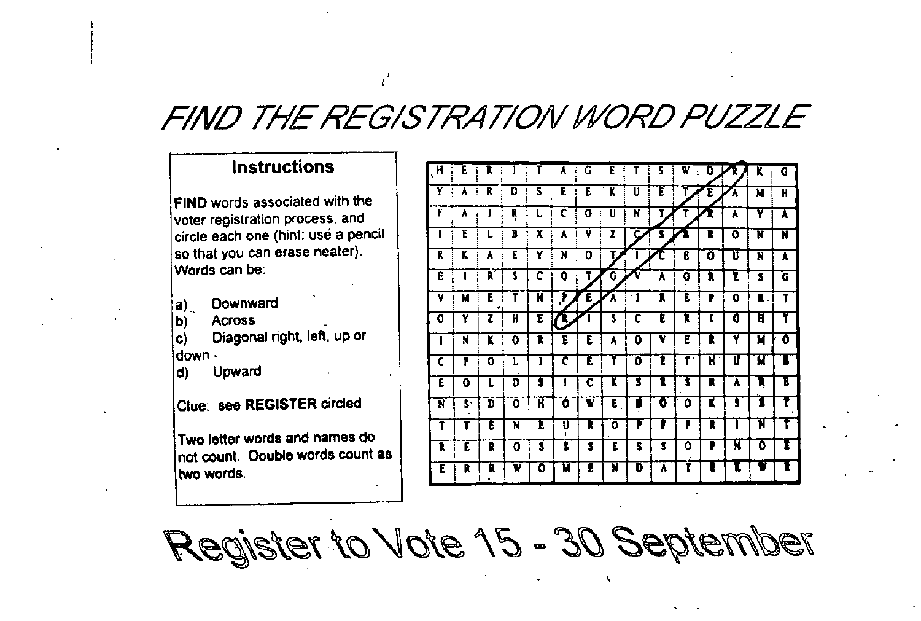# FIND THE REGISTRATION WORD PUZZLE

## Instructions

**FIND** words associated with the voter registration process, and circle each one (hint: use a pencil so that you can erase neater). Words can be:

a) Downward
b) Across
c) Diagonal right, left, up or down
d) Upward

Clue: see **REGISTER** circled

Two letter words and names do not count. Double words count as two words.

| | | | | | | | | | | | | | | |
|---|---|---|---|---|---|---|---|---|---|---|---|---|---|---|
| H | E | R | I | T | A | G | E | T | S | W | O | R | K | G |
| Y | A | R | D | S | E | E | K | U | E | T | E | A | M | H |
| F | A | I | R | L | C | O | U | N | T | T | R | A | Y | A |
| I | E | L | B | X | A | V | Z | C | S | B | R | O | N | N |
| R | K | A | E | Y | N | O | T | I | C | E | O | U | N | A |
| E | I | R | S | C | Q | T | G | V | A | G | R | E | S | G |
| V | M | E | T | H | P | E | A | I | R | E | P | O | R | T |
| O | Y | Z | H | E | R | I | S | C | E | R | I | G | H | T |
| I | N | K | O | R | E | E | A | O | V | E | R | Y | M | O |
| C | P | O | L | I | C | E | T | O | E | T | H | U | M | B |
| E | O | L | D | S | I | C | K | S | R | S | R | A | R | B |
| N | S | D | O | H | O | W | E | B | O | O | K | S | I | T |
| T | T | E | N | E | U | R | O | P | F | P | R | I | N | T |
| R | E | R | O | S | S | E | S | S | O | P | N | O | E | E |
| E | R | R | W | O | M | E | N | D | A | T | E | K | W | R |

Register to Vote 15 - 30 September